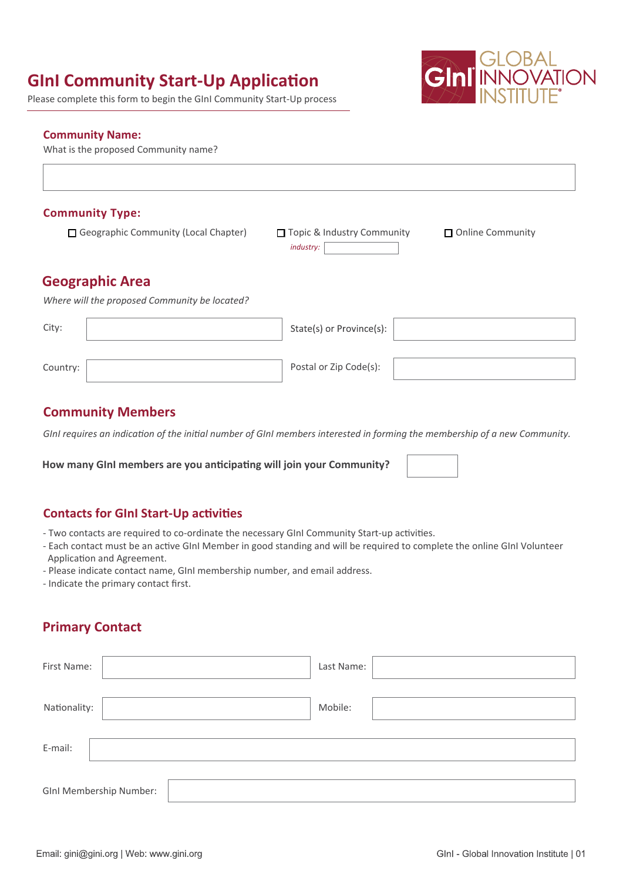# GInI Community Start-Up Application

Please complete this form to begin the GInI Community Start-Up process

GLOBAL INNOVATION INSTITUTE®

## Community Name:

What is the proposed Community name?

## Community Type:

☐ Geographic Community (Local Chapter) ☐ Topic & Industry Community *industry:* ☐ Online Community

## Geographic Area

*Where will the proposed Community be located?*

City: State(s) or Province(s):

Country: Postal or Zip Code(s):

## Community Members

*GInI requires an indication of the initial number of GInI members interested in forming the membership of a new Community.*

**How many GInI members are you anticipating will join your Community?**

## Contacts for GInI Start-Up activities

- Two contacts are required to co-ordinate the necessary GInI Community Start-up activities.
- Each contact must be an active GInI Member in good standing and will be required to complete the online GInI Volunteer Application and Agreement.
- Please indicate contact name, GInI membership number, and email address.
- Indicate the primary contact first.

## Primary Contact

First Name: Last Name:

Nationality: Mobile:

E-mail:

GInI Membership Number:

Email: gini@gini.org | Web: www.gini.org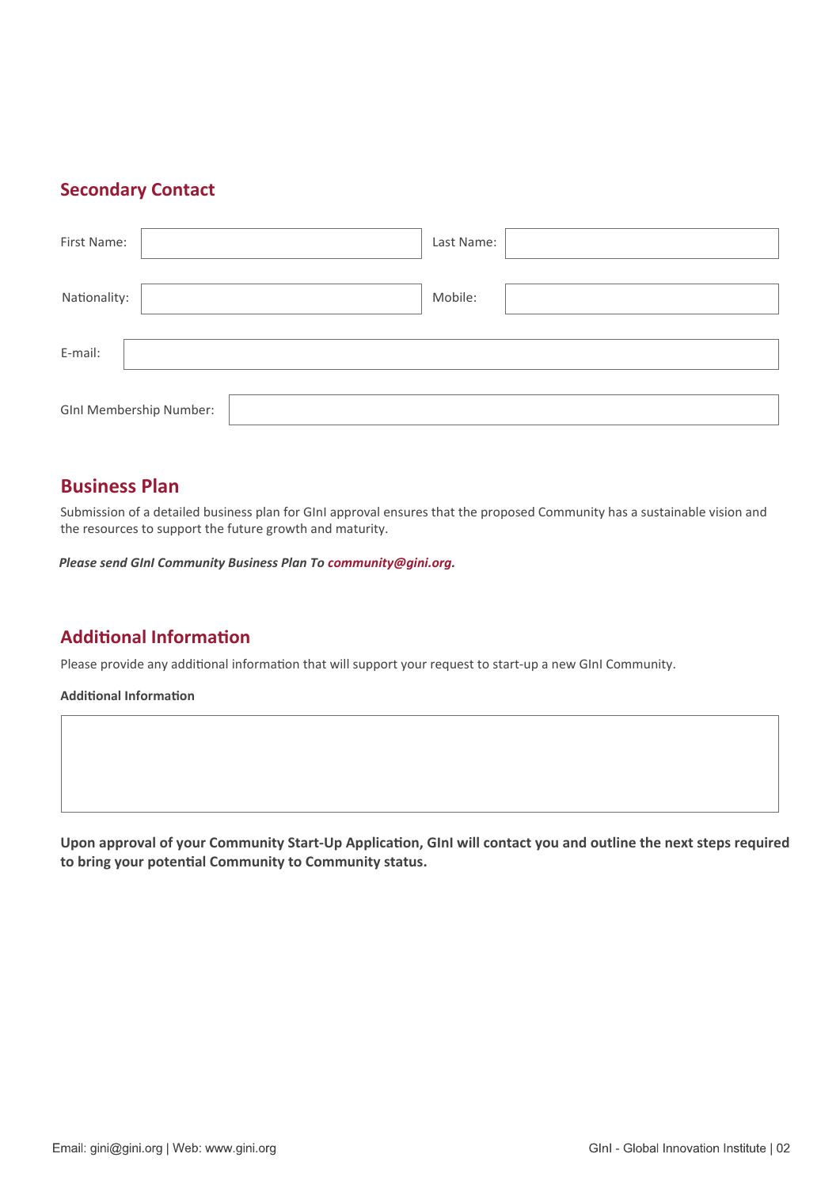## Secondary Contact

First Name: 

Last Name: 

Nationality: 

Mobile: 

E-mail: 

GInI Membership Number: 

## Business Plan

Submission of a detailed business plan for GInI approval ensures that the proposed Community has a sustainable vision and the resources to support the future growth and maturity.

***Please send GInI Community Business Plan To community@gini.org.***

## Additional Information

Please provide any additional information that will support your request to start-up a new GInI Community.

**Additional Information**

**Upon approval of your Community Start-Up Application, GInI will contact you and outline the next steps required to bring your potential Community to Community status.**